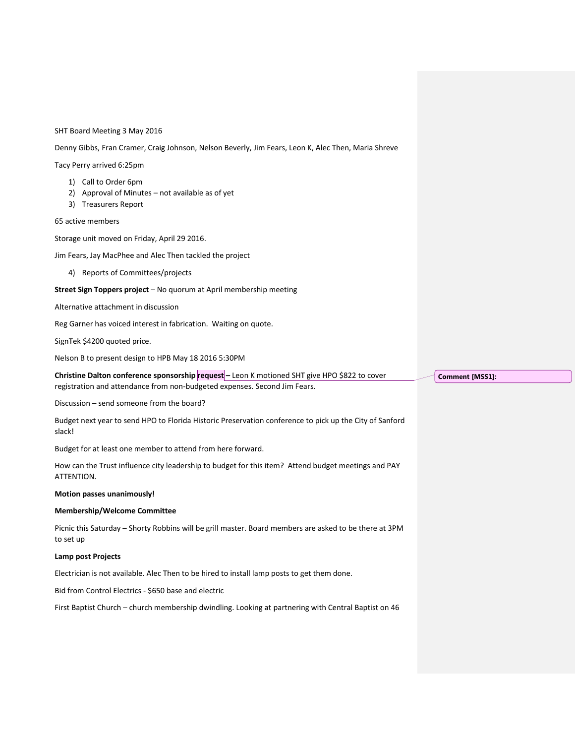SHT Board Meeting 3 May 2016

Denny Gibbs, Fran Cramer, Craig Johnson, Nelson Beverly, Jim Fears, Leon K, Alec Then, Maria Shreve

Tacy Perry arrived 6:25pm

1) Call to Order 6pm
2) Approval of Minutes – not available as of yet
3) Treasurers Report

65 active members

Storage unit moved on Friday, April 29 2016.

Jim Fears, Jay MacPhee and Alec Then tackled the project

4) Reports of Committees/projects

**Street Sign Toppers project** – No quorum at April membership meeting

Alternative attachment in discussion

Reg Garner has voiced interest in fabrication. Waiting on quote.

SignTek $4200 quoted price.

Nelson B to present design to HPB May 18 2016 5:30PM

**Christine Dalton conference sponsorship request –** Leon K motioned SHT give HPO $822 to cover registration and attendance from non-budgeted expenses. Second Jim Fears.

Comment [MSS1]:

Discussion – send someone from the board?

Budget next year to send HPO to Florida Historic Preservation conference to pick up the City of Sanford slack!

Budget for at least one member to attend from here forward.

How can the Trust influence city leadership to budget for this item? Attend budget meetings and PAY ATTENTION.

**Motion passes unanimously!**

**Membership/Welcome Committee**

Picnic this Saturday – Shorty Robbins will be grill master. Board members are asked to be there at 3PM to set up

**Lamp post Projects**

Electrician is not available. Alec Then to be hired to install lamp posts to get them done.

Bid from Control Electrics - $650 base and electric

First Baptist Church – church membership dwindling. Looking at partnering with Central Baptist on 46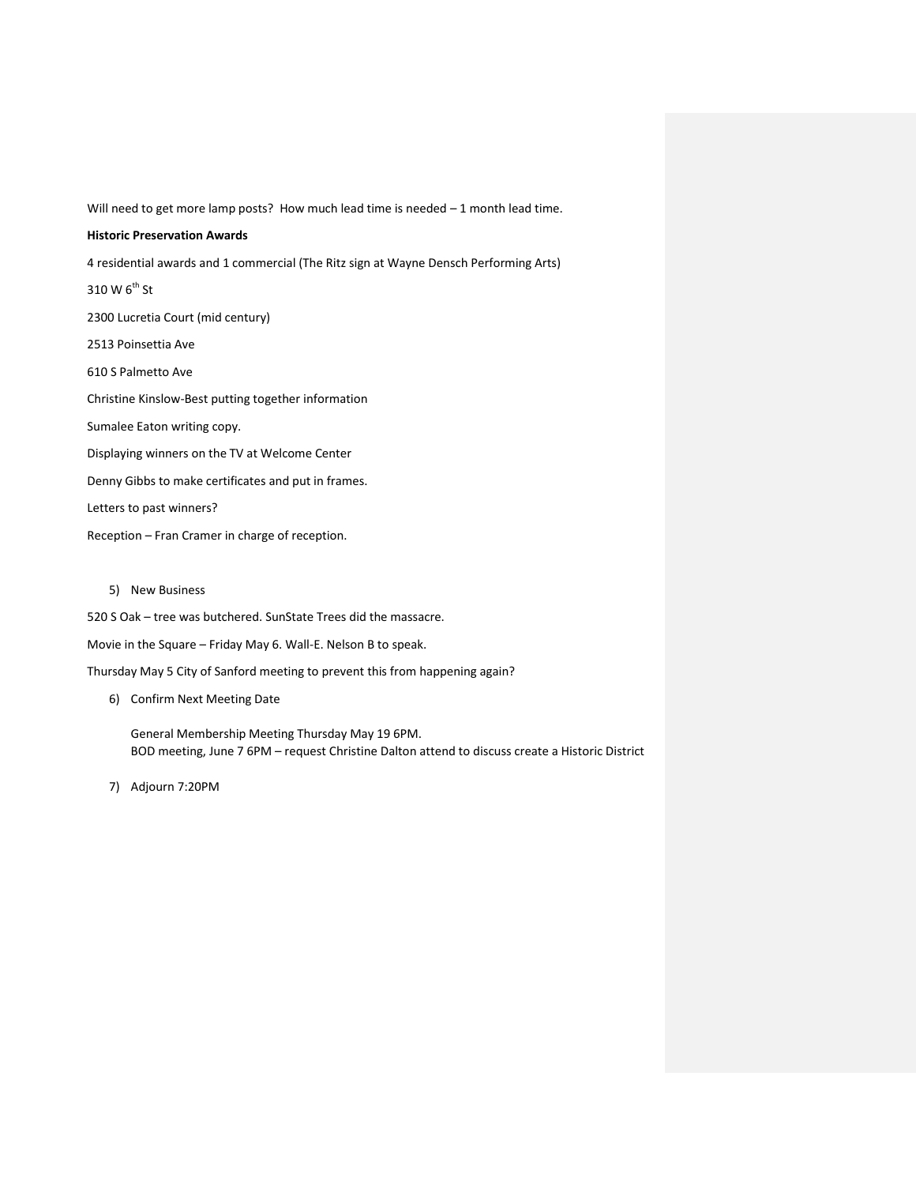Will need to get more lamp posts? How much lead time is needed – 1 month lead time.

**Historic Preservation Awards**

4 residential awards and 1 commercial (The Ritz sign at Wayne Densch Performing Arts)

310 W 6th St

2300 Lucretia Court (mid century)

2513 Poinsettia Ave

610 S Palmetto Ave

Christine Kinslow-Best putting together information

Sumalee Eaton writing copy.

Displaying winners on the TV at Welcome Center

Denny Gibbs to make certificates and put in frames.

Letters to past winners?

Reception – Fran Cramer in charge of reception.

5) New Business

520 S Oak – tree was butchered. SunState Trees did the massacre.

Movie in the Square – Friday May 6. Wall-E. Nelson B to speak.

Thursday May 5 City of Sanford meeting to prevent this from happening again?

6) Confirm Next Meeting Date

General Membership Meeting Thursday May 19 6PM.
BOD meeting, June 7 6PM – request Christine Dalton attend to discuss create a Historic District

7) Adjourn 7:20PM